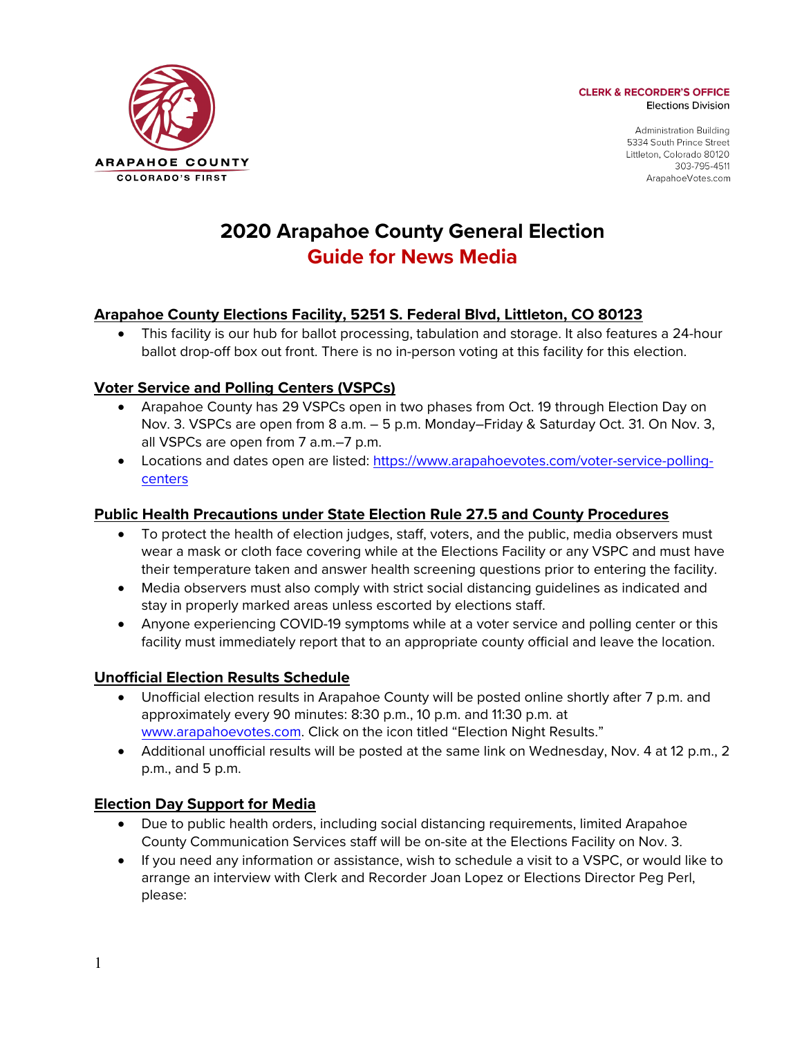ARAPAHOE COUNTY
COLORADO'S FIRST

**CLERK & RECORDER'S OFFICE**
Elections Division

Administration Building
5334 South Prince Street
Littleton, Colorado 80120
303-795-4511
ArapahoeVotes.com

# 2020 Arapahoe County General Election
# Guide for News Media

## Arapahoe County Elections Facility, 5251 S. Federal Blvd, Littleton, CO 80123

- This facility is our hub for ballot processing, tabulation and storage. It also features a 24-hour ballot drop-off box out front. There is no in-person voting at this facility for this election.

## Voter Service and Polling Centers (VSPCs)

- Arapahoe County has 29 VSPCs open in two phases from Oct. 19 through Election Day on Nov. 3. VSPCs are open from 8 a.m. – 5 p.m. Monday–Friday & Saturday Oct. 31. On Nov. 3, all VSPCs are open from 7 a.m.–7 p.m.
- Locations and dates open are listed: https://www.arapahoevotes.com/voter-service-polling-centers

## Public Health Precautions under State Election Rule 27.5 and County Procedures

- To protect the health of election judges, staff, voters, and the public, media observers must wear a mask or cloth face covering while at the Elections Facility or any VSPC and must have their temperature taken and answer health screening questions prior to entering the facility.
- Media observers must also comply with strict social distancing guidelines as indicated and stay in properly marked areas unless escorted by elections staff.
- Anyone experiencing COVID-19 symptoms while at a voter service and polling center or this facility must immediately report that to an appropriate county official and leave the location.

## Unofficial Election Results Schedule

- Unofficial election results in Arapahoe County will be posted online shortly after 7 p.m. and approximately every 90 minutes: 8:30 p.m., 10 p.m. and 11:30 p.m. at www.arapahoevotes.com. Click on the icon titled "Election Night Results."
- Additional unofficial results will be posted at the same link on Wednesday, Nov. 4 at 12 p.m., 2 p.m., and 5 p.m.

## Election Day Support for Media

- Due to public health orders, including social distancing requirements, limited Arapahoe County Communication Services staff will be on-site at the Elections Facility on Nov. 3.
- If you need any information or assistance, wish to schedule a visit to a VSPC, or would like to arrange an interview with Clerk and Recorder Joan Lopez or Elections Director Peg Perl, please: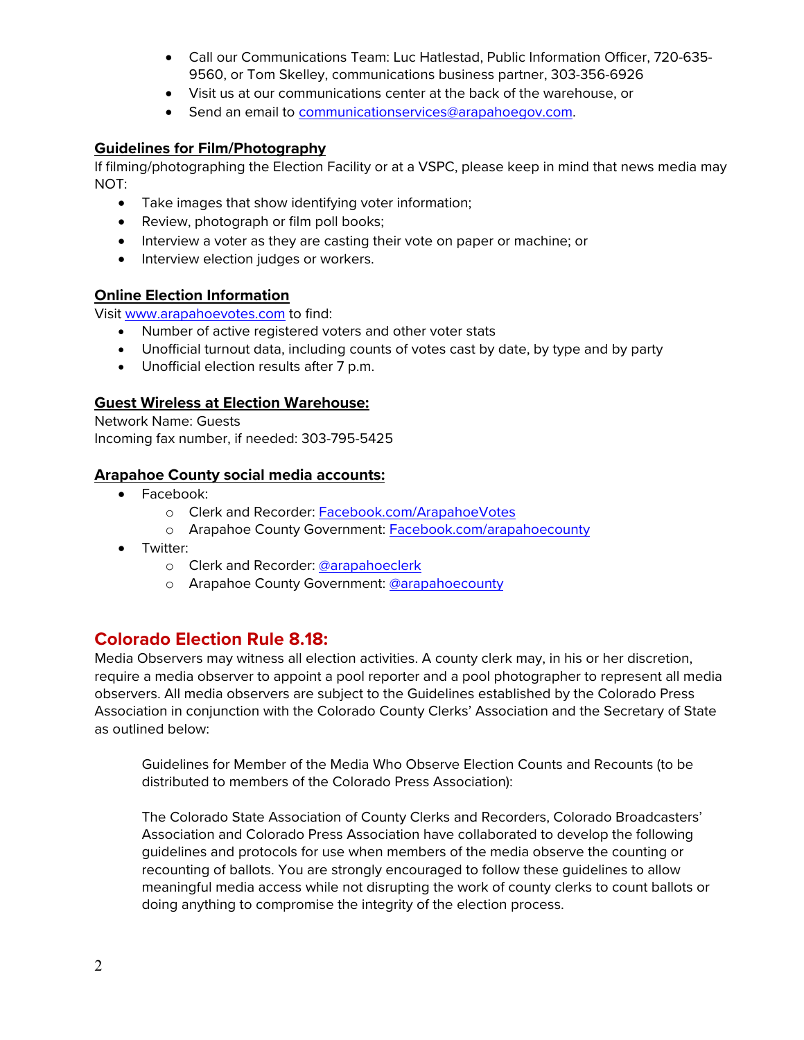- Call our Communications Team: Luc Hatlestad, Public Information Officer, 720-635-9560, or Tom Skelley, communications business partner, 303-356-6926
- Visit us at our communications center at the back of the warehouse, or
- Send an email to [communicationservices@arapahoegov.com](mailto:communicationservices@arapahoegov.com).

**Guidelines for Film/Photography**

If filming/photographing the Election Facility or at a VSPC, please keep in mind that news media may NOT:

- Take images that show identifying voter information;
- Review, photograph or film poll books;
- Interview a voter as they are casting their vote on paper or machine; or
- Interview election judges or workers.

**Online Election Information**

Visit [www.arapahoevotes.com](http://www.arapahoevotes.com) to find:

- Number of active registered voters and other voter stats
- Unofficial turnout data, including counts of votes cast by date, by type and by party
- Unofficial election results after 7 p.m.

**Guest Wireless at Election Warehouse:**

Network Name: Guests
Incoming fax number, if needed: 303-795-5425

**Arapahoe County social media accounts:**

- Facebook:
  - Clerk and Recorder: [Facebook.com/ArapahoeVotes](https://Facebook.com/ArapahoeVotes)
  - Arapahoe County Government: [Facebook.com/arapahoecounty](https://Facebook.com/arapahoecounty)
- Twitter:
  - Clerk and Recorder: [@arapahoeclerk](https://twitter.com/arapahoeclerk)
  - Arapahoe County Government: [@arapahoecounty](https://twitter.com/arapahoecounty)

## Colorado Election Rule 8.18:

Media Observers may witness all election activities. A county clerk may, in his or her discretion, require a media observer to appoint a pool reporter and a pool photographer to represent all media observers. All media observers are subject to the Guidelines established by the Colorado Press Association in conjunction with the Colorado County Clerks' Association and the Secretary of State as outlined below:

> Guidelines for Member of the Media Who Observe Election Counts and Recounts (to be distributed to members of the Colorado Press Association):
>
> The Colorado State Association of County Clerks and Recorders, Colorado Broadcasters' Association and Colorado Press Association have collaborated to develop the following guidelines and protocols for use when members of the media observe the counting or recounting of ballots. You are strongly encouraged to follow these guidelines to allow meaningful media access while not disrupting the work of county clerks to count ballots or doing anything to compromise the integrity of the election process.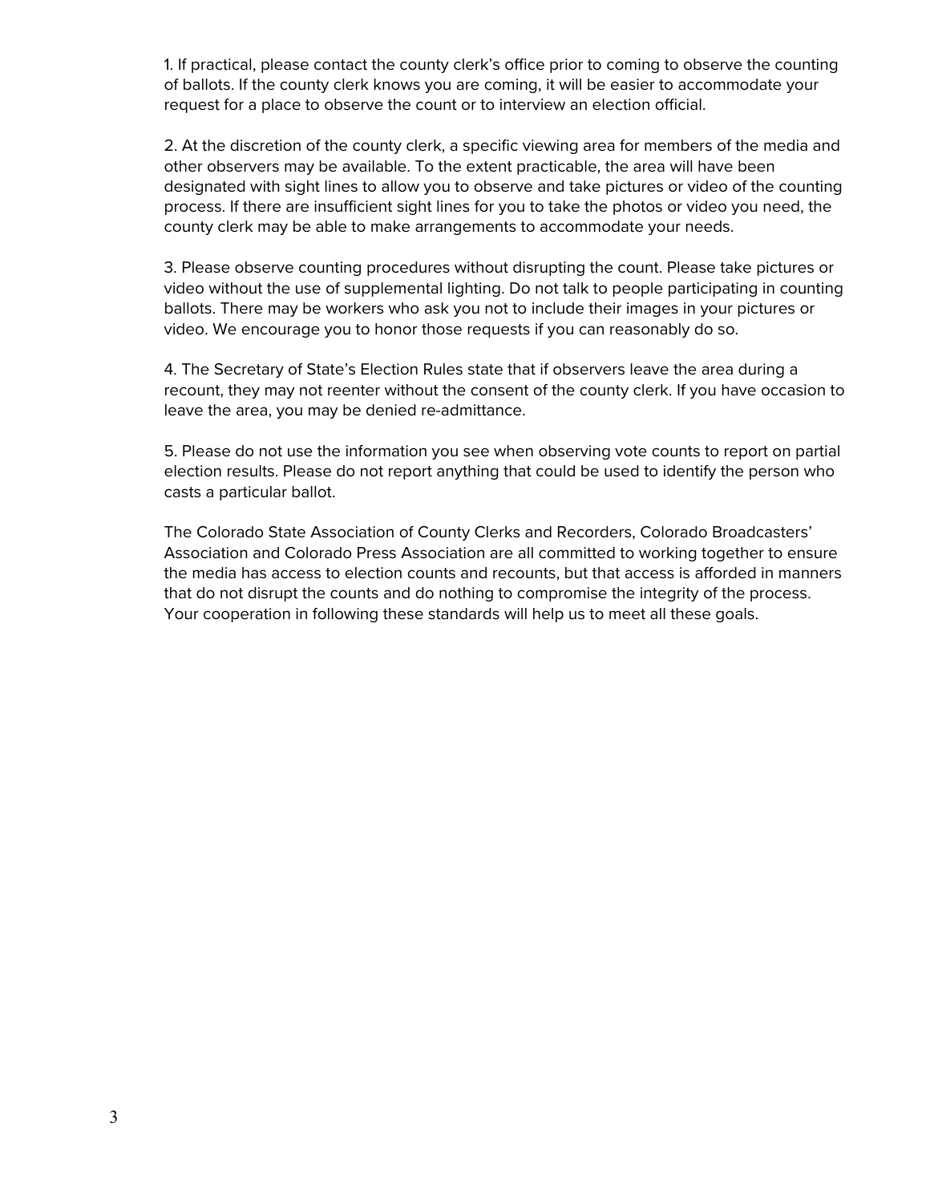1. If practical, please contact the county clerk's office prior to coming to observe the counting of ballots. If the county clerk knows you are coming, it will be easier to accommodate your request for a place to observe the count or to interview an election official.

2. At the discretion of the county clerk, a specific viewing area for members of the media and other observers may be available. To the extent practicable, the area will have been designated with sight lines to allow you to observe and take pictures or video of the counting process. If there are insufficient sight lines for you to take the photos or video you need, the county clerk may be able to make arrangements to accommodate your needs.

3. Please observe counting procedures without disrupting the count. Please take pictures or video without the use of supplemental lighting. Do not talk to people participating in counting ballots. There may be workers who ask you not to include their images in your pictures or video. We encourage you to honor those requests if you can reasonably do so.

4. The Secretary of State's Election Rules state that if observers leave the area during a recount, they may not reenter without the consent of the county clerk. If you have occasion to leave the area, you may be denied re-admittance.

5. Please do not use the information you see when observing vote counts to report on partial election results. Please do not report anything that could be used to identify the person who casts a particular ballot.

The Colorado State Association of County Clerks and Recorders, Colorado Broadcasters' Association and Colorado Press Association are all committed to working together to ensure the media has access to election counts and recounts, but that access is afforded in manners that do not disrupt the counts and do nothing to compromise the integrity of the process. Your cooperation in following these standards will help us to meet all these goals.